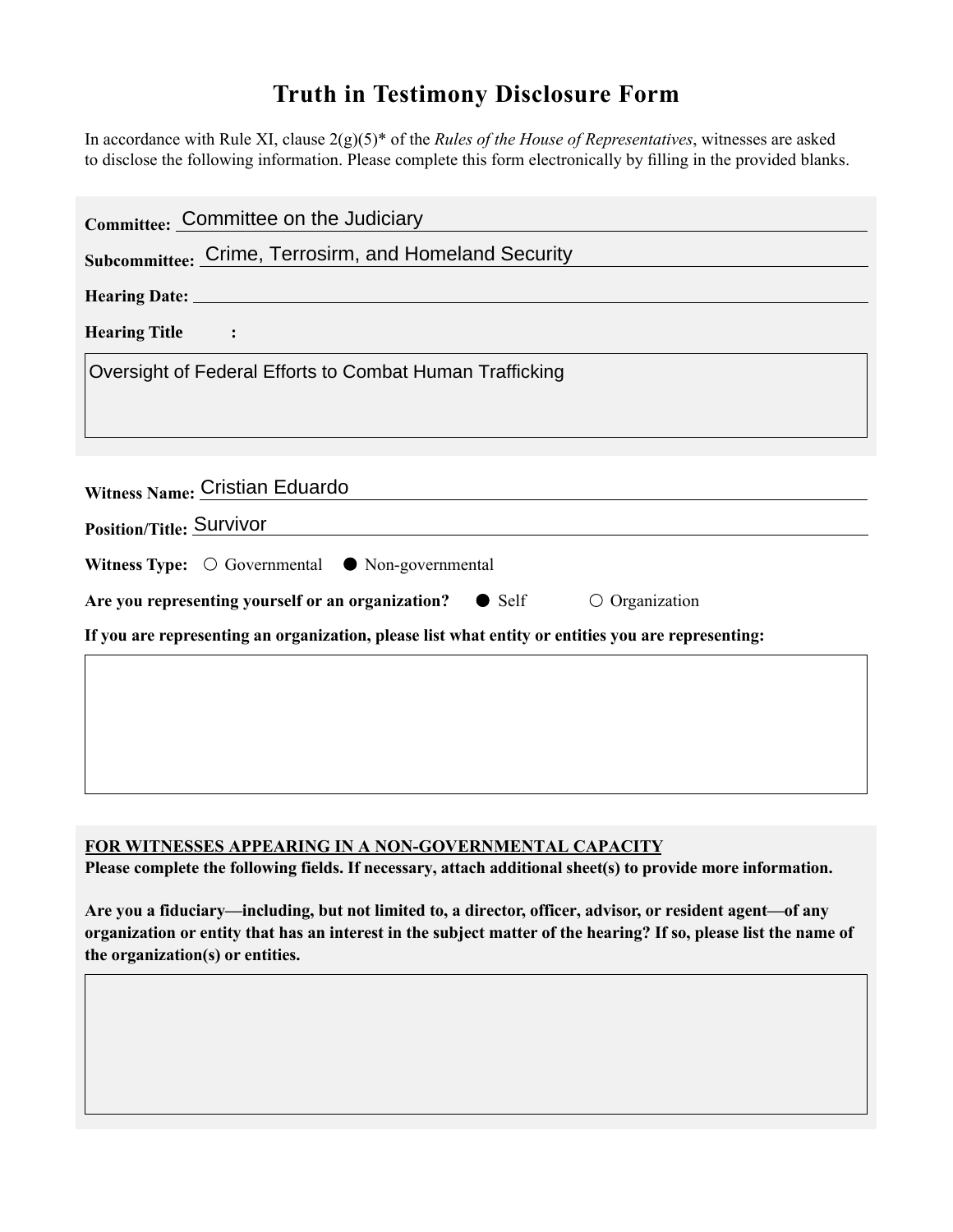# Truth in Testimony Disclosure Form

In accordance with Rule XI, clause 2(g)(5)* of the *Rules of the House of Representatives*, witnesses are asked to disclose the following information. Please complete this form electronically by filling in the provided blanks.

**Committee:** Committee on the Judiciary

**Subcommittee:** Crime, Terrosirm, and Homeland Security

**Hearing Date:**

**Hearing Title:**

Oversight of Federal Efforts to Combat Human Trafficking

**Witness Name:** Cristian Eduardo

**Position/Title:** Survivor

**Witness Type:** ○ Governmental ● Non-governmental

**Are you representing yourself or an organization?** ● Self ○ Organization

**If you are representing an organization, please list what entity or entities you are representing:**

**<u>FOR WITNESSES APPEARING IN A NON-GOVERNMENTAL CAPACITY</u>**

**Please complete the following fields. If necessary, attach additional sheet(s) to provide more information.**

**Are you a fiduciary—including, but not limited to, a director, officer, advisor, or resident agent—of any organization or entity that has an interest in the subject matter of the hearing? If so, please list the name of the organization(s) or entities.**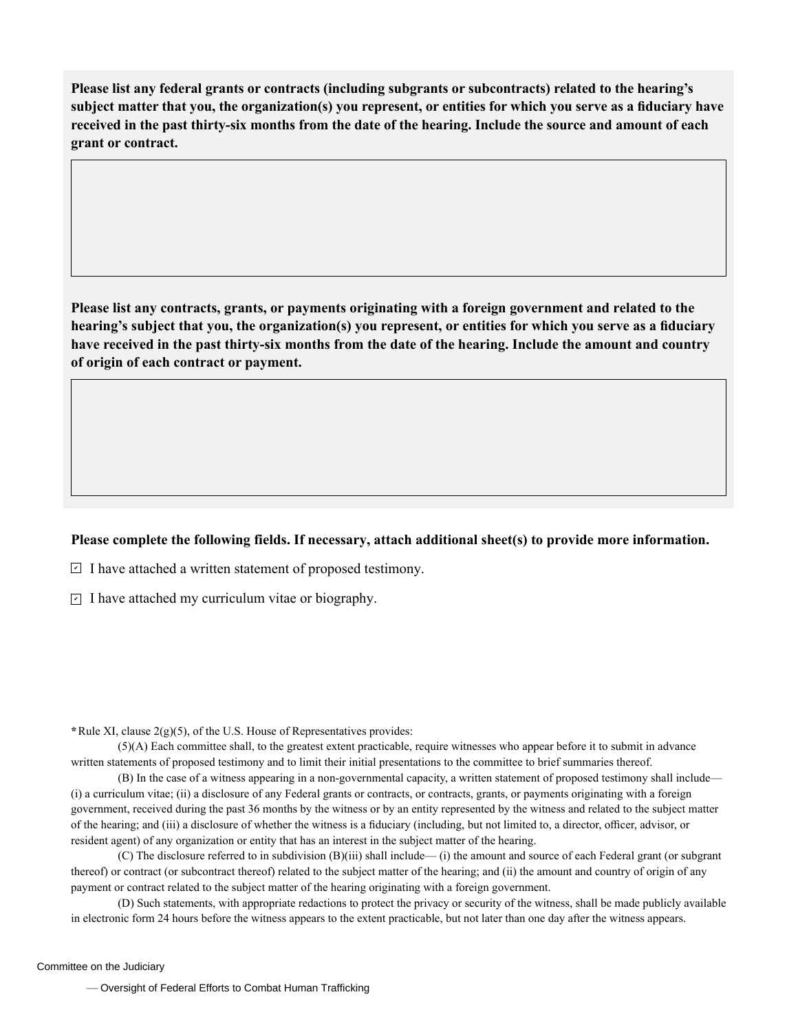**Please list any federal grants or contracts (including subgrants or subcontracts) related to the hearing's subject matter that you, the organization(s) you represent, or entities for which you serve as a fiduciary have received in the past thirty-six months from the date of the hearing. Include the source and amount of each grant or contract.**

**Please list any contracts, grants, or payments originating with a foreign government and related to the hearing's subject that you, the organization(s) you represent, or entities for which you serve as a fiduciary have received in the past thirty-six months from the date of the hearing. Include the amount and country of origin of each contract or payment.**

**Please complete the following fields. If necessary, attach additional sheet(s) to provide more information.**

- [x] I have attached a written statement of proposed testimony.
- [x] I have attached my curriculum vitae or biography.

**\***Rule XI, clause 2(g)(5), of the U.S. House of Representatives provides:

(5)(A) Each committee shall, to the greatest extent practicable, require witnesses who appear before it to submit in advance written statements of proposed testimony and to limit their initial presentations to the committee to brief summaries thereof.

(B) In the case of a witness appearing in a non-governmental capacity, a written statement of proposed testimony shall include— (i) a curriculum vitae; (ii) a disclosure of any Federal grants or contracts, or contracts, grants, or payments originating with a foreign government, received during the past 36 months by the witness or by an entity represented by the witness and related to the subject matter of the hearing; and (iii) a disclosure of whether the witness is a fiduciary (including, but not limited to, a director, officer, advisor, or resident agent) of any organization or entity that has an interest in the subject matter of the hearing.

(C) The disclosure referred to in subdivision (B)(iii) shall include— (i) the amount and source of each Federal grant (or subgrant thereof) or contract (or subcontract thereof) related to the subject matter of the hearing; and (ii) the amount and country of origin of any payment or contract related to the subject matter of the hearing originating with a foreign government.

(D) Such statements, with appropriate redactions to protect the privacy or security of the witness, shall be made publicly available in electronic form 24 hours before the witness appears to the extent practicable, but not later than one day after the witness appears.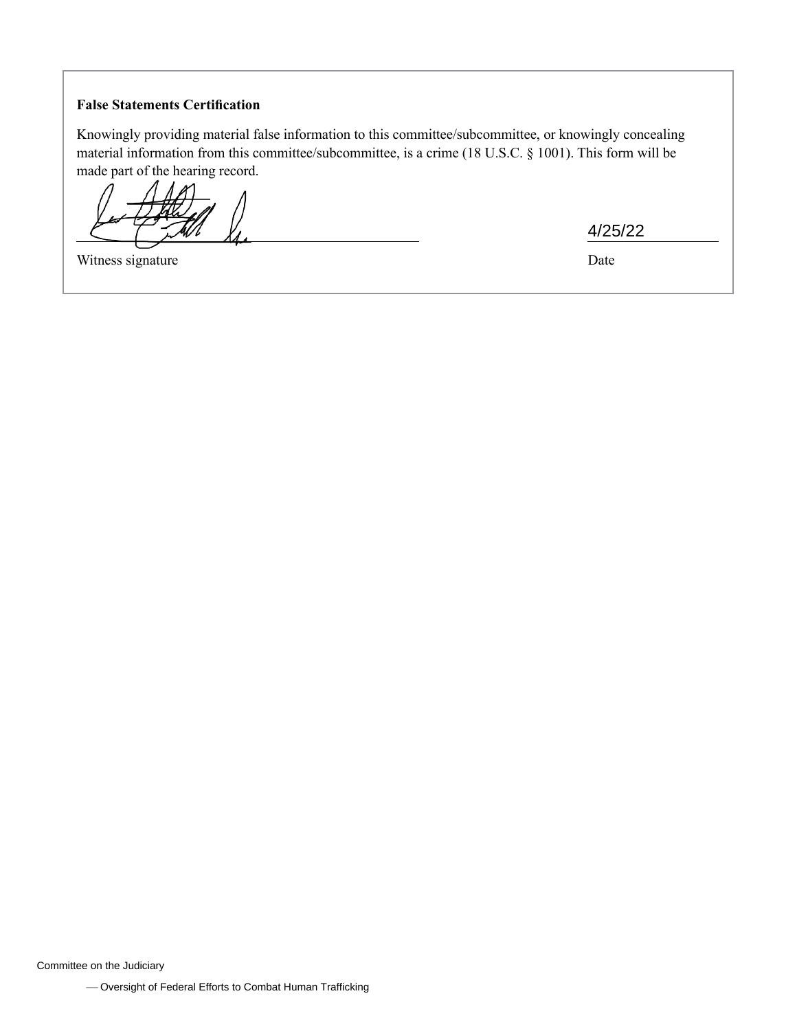**False Statements Certification**

Knowingly providing material false information to this committee/subcommittee, or knowingly concealing material information from this committee/subcommittee, is a crime (18 U.S.C. § 1001). This form will be made part of the hearing record.

Witness signature

4/25/22

Date

Committee on the Judiciary

— Oversight of Federal Efforts to Combat Human Trafficking